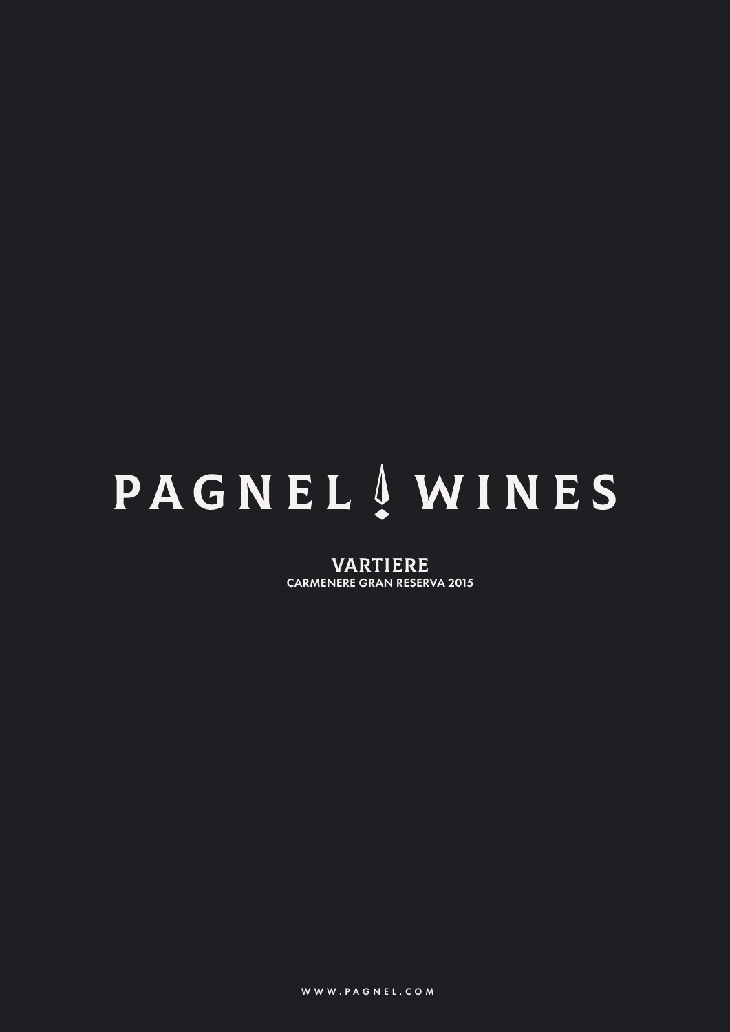# PAGNEL WINES

## VARTIERE

CARMENERE GRAN RESERVA 2015

WWW.PAGNEL.COM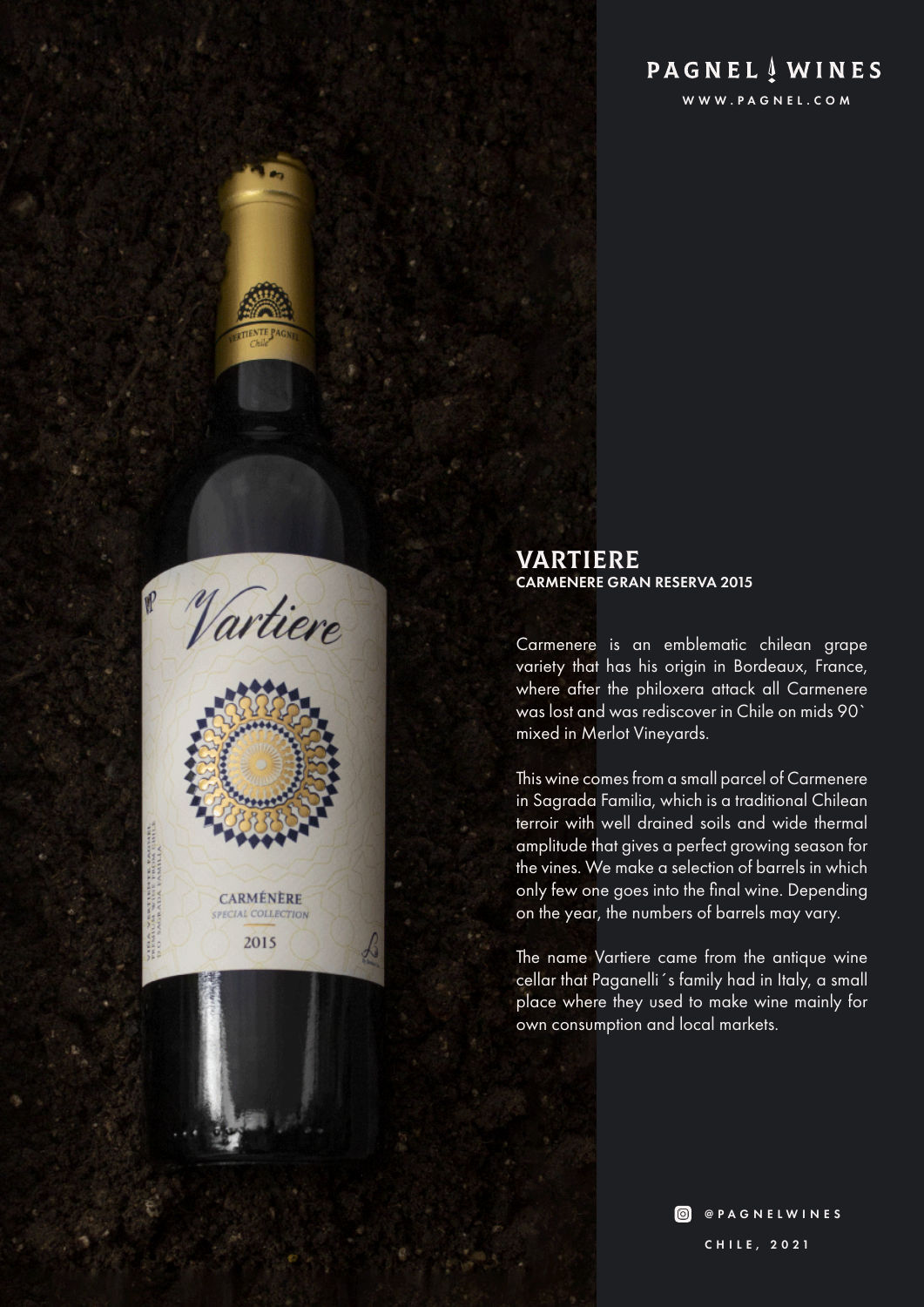# PAGNEL WINES

WWW.PAGNEL.COM

## VARTIERE

**CARMENERE GRAN RESERVA 2015**

Carmenere is an emblematic chilean grape variety that has his origin in Bordeaux, France, where after the philoxera attack all Carmenere was lost and was rediscover in Chile on mids 90` mixed in Merlot Vineyards.

This wine comes from a small parcel of Carmenere in Sagrada Familia, which is a traditional Chilean terroir with well drained soils and wide thermal amplitude that gives a perfect growing season for the vines. We make a selection of barrels in which only few one goes into the final wine. Depending on the year, the numbers of barrels may vary.

The name Vartiere came from the antique wine cellar that Paganelli´s family had in Italy, a small place where they used to make wine mainly for own consumption and local markets.

@PAGNELWINES

CHILE, 2021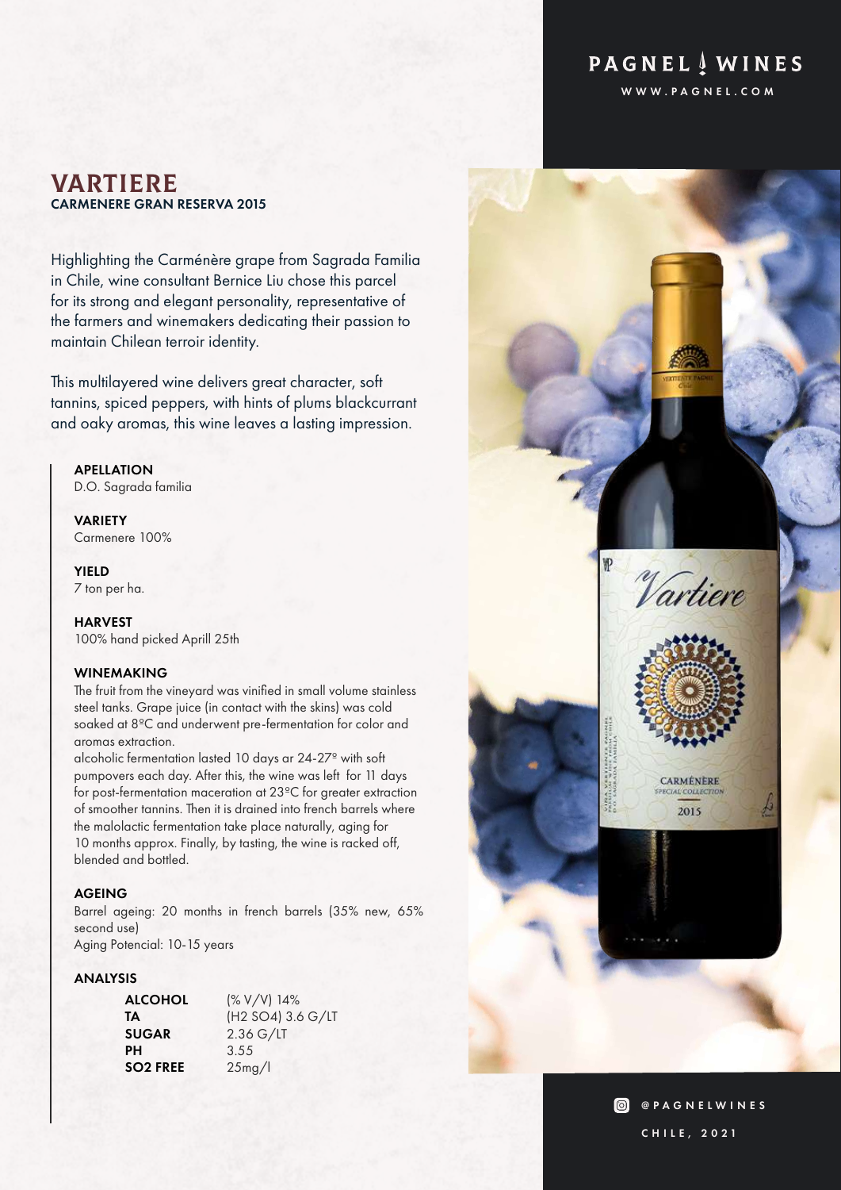# VARTIERE

## CARMENERE GRAN RESERVA 2015

Highlighting the Carménère grape from Sagrada Familia in Chile, wine consultant Bernice Liu chose this parcel for its strong and elegant personality, representative of the farmers and winemakers dedicating their passion to maintain Chilean terroir identity.

This multilayered wine delivers great character, soft tannins, spiced peppers, with hints of plums blackcurrant and oaky aromas, this wine leaves a lasting impression.

**APELLATION**
D.O. Sagrada familia

**VARIETY**
Carmenere 100%

**YIELD**
7 ton per ha.

**HARVEST**
100% hand picked Aprill 25th

**WINEMAKING**
The fruit from the vineyard was vinified in small volume stainless steel tanks. Grape juice (in contact with the skins) was cold soaked at 8ºC and underwent pre-fermentation for color and aromas extraction.
alcoholic fermentation lasted 10 days ar 24-27º with soft pumpovers each day. After this, the wine was left for 11 days for post-fermentation maceration at 23ºC for greater extraction of smoother tannins. Then it is drained into french barrels where the malolactic fermentation take place naturally, aging for 10 months approx. Finally, by tasting, the wine is racked off, blended and bottled.

**AGEING**
Barrel ageing: 20 months in french barrels (35% new, 65% second use)
Aging Potencial: 10-15 years

**ANALYSIS**

| | |
|---|---|
| **ALCOHOL** | (% V/V) 14% |
| **TA** | ($H_2SO_4$) 3.6 G/LT |
| **SUGAR** | 2.36 G/LT |
| **PH** | 3.55 |
| **$SO_2$ FREE** | 25mg/l |

PAGNEL WINES
WWW.PAGNEL.COM

@PAGNELWINES
CHILE, 2021